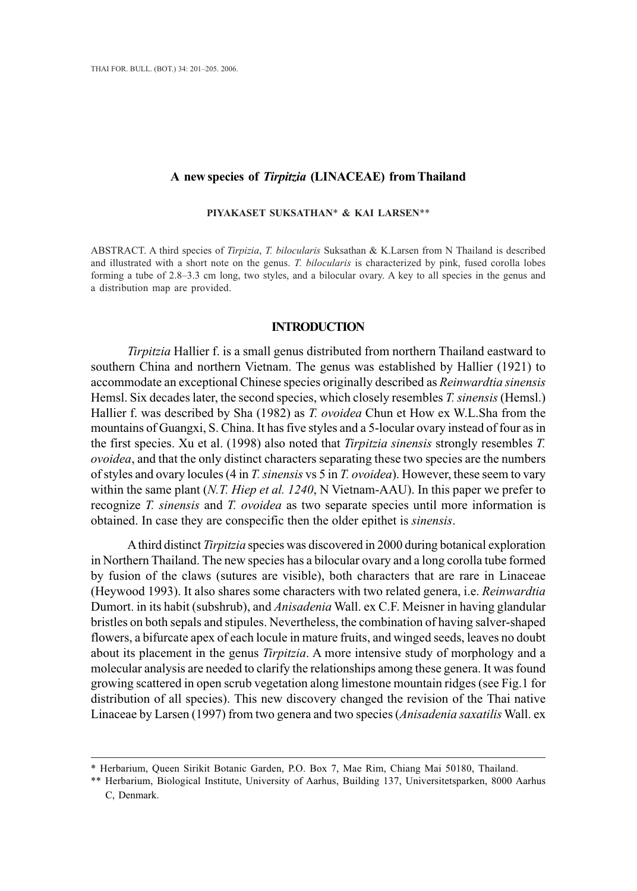# A new species of *Tirpitzia* (LINACEAE) from Thailand

**PIYAKASET SUKSATHAN* & KAI LARSEN****

ABSTRACT. A third species of *Tirpizia*, *T. bilocularis* Suksathan & K.Larsen from N Thailand is described and illustrated with a short note on the genus. *T. bilocularis* is characterized by pink, fused corolla lobes forming a tube of 2.8–3.3 cm long, two styles, and a bilocular ovary. A key to all species in the genus and a distribution map are provided.

## INTRODUCTION

*Tirpitzia* Hallier f. is a small genus distributed from northern Thailand eastward to southern China and northern Vietnam. The genus was established by Hallier (1921) to accommodate an exceptional Chinese species originally described as *Reinwardtia sinensis* Hemsl. Six decades later, the second species, which closely resembles *T. sinensis* (Hemsl.) Hallier f. was described by Sha (1982) as *T. ovoidea* Chun et How ex W.L.Sha from the mountains of Guangxi, S. China. It has five styles and a 5-locular ovary instead of four as in the first species. Xu et al. (1998) also noted that *Tirpitzia sinensis* strongly resembles *T. ovoidea*, and that the only distinct characters separating these two species are the numbers of styles and ovary locules (4 in *T. sinensis* vs 5 in *T. ovoidea*). However, these seem to vary within the same plant (*N.T. Hiep et al. 1240*, N Vietnam-AAU). In this paper we prefer to recognize *T. sinensis* and *T. ovoidea* as two separate species until more information is obtained. In case they are conspecific then the older epithet is *sinensis*.

A third distinct *Tirpitzia* species was discovered in 2000 during botanical exploration in Northern Thailand. The new species has a bilocular ovary and a long corolla tube formed by fusion of the claws (sutures are visible), both characters that are rare in Linaceae (Heywood 1993). It also shares some characters with two related genera, i.e. *Reinwardtia* Dumort. in its habit (subshrub), and *Anisadenia* Wall. ex C.F. Meisner in having glandular bristles on both sepals and stipules. Nevertheless, the combination of having salver-shaped flowers, a bifurcate apex of each locule in mature fruits, and winged seeds, leaves no doubt about its placement in the genus *Tirpitzia*. A more intensive study of morphology and a molecular analysis are needed to clarify the relationships among these genera. It was found growing scattered in open scrub vegetation along limestone mountain ridges (see Fig.1 for distribution of all species). This new discovery changed the revision of the Thai native Linaceae by Larsen (1997) from two genera and two species (*Anisadenia saxatilis* Wall. ex

---

\* Herbarium, Queen Sirikit Botanic Garden, P.O. Box 7, Mae Rim, Chiang Mai 50180, Thailand.

\*\* Herbarium, Biological Institute, University of Aarhus, Building 137, Universitetsparken, 8000 Aarhus C, Denmark.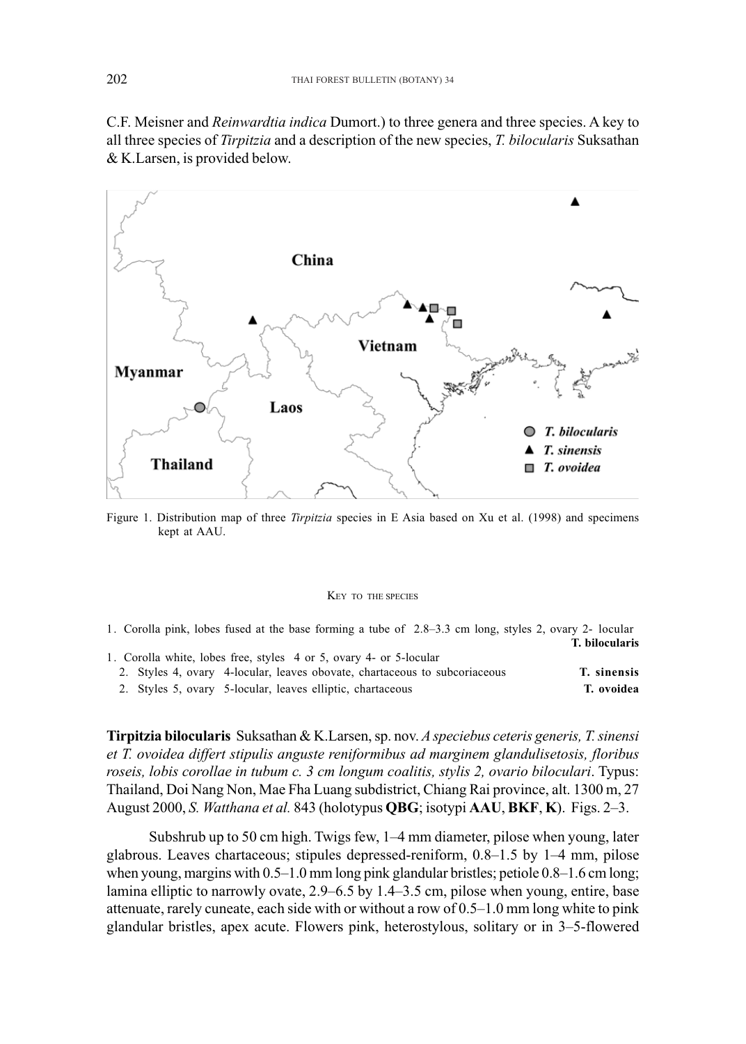C.F. Meisner and *Reinwardtia indica* Dumort.) to three genera and three species. A key to all three species of *Tirpitzia* and a description of the new species, *T. bilocularis* Suksathan & K.Larsen, is provided below.

Figure 1. Distribution map of three *Tirpitzia* species in E Asia based on Xu et al. (1998) and specimens kept at AAU.

KEY TO THE SPECIES

1. Corolla pink, lobes fused at the base forming a tube of 2.8–3.3 cm long, styles 2, ovary 2- locular **T. bilocularis**
1. Corolla white, lobes free, styles 4 or 5, ovary 4- or 5-locular
   2. Styles 4, ovary 4-locular, leaves obovate, chartaceous to subcoriaceous **T. sinensis**
   2. Styles 5, ovary 5-locular, leaves elliptic, chartaceous **T. ovoidea**

**Tirpitzia bilocularis** Suksathan & K.Larsen, sp. nov. *A speciebus ceteris generis, T. sinensi et T. ovoidea differt stipulis anguste reniformibus ad marginem glandulisetosis, floribus roseis, lobis corollae in tubum c. 3 cm longum coalitis, stylis 2, ovario biloculari*. Typus: Thailand, Doi Nang Non, Mae Fha Luang subdistrict, Chiang Rai province, alt. 1300 m, 27 August 2000, *S. Watthana et al.* 843 (holotypus **QBG**; isotypi **AAU**, **BKF**, **K**). Figs. 2–3.

Subshrub up to 50 cm high. Twigs few, 1–4 mm diameter, pilose when young, later glabrous. Leaves chartaceous; stipules depressed-reniform, 0.8–1.5 by 1–4 mm, pilose when young, margins with 0.5–1.0 mm long pink glandular bristles; petiole 0.8–1.6 cm long; lamina elliptic to narrowly ovate, 2.9–6.5 by 1.4–3.5 cm, pilose when young, entire, base attenuate, rarely cuneate, each side with or without a row of 0.5–1.0 mm long white to pink glandular bristles, apex acute. Flowers pink, heterostylous, solitary or in 3–5-flowered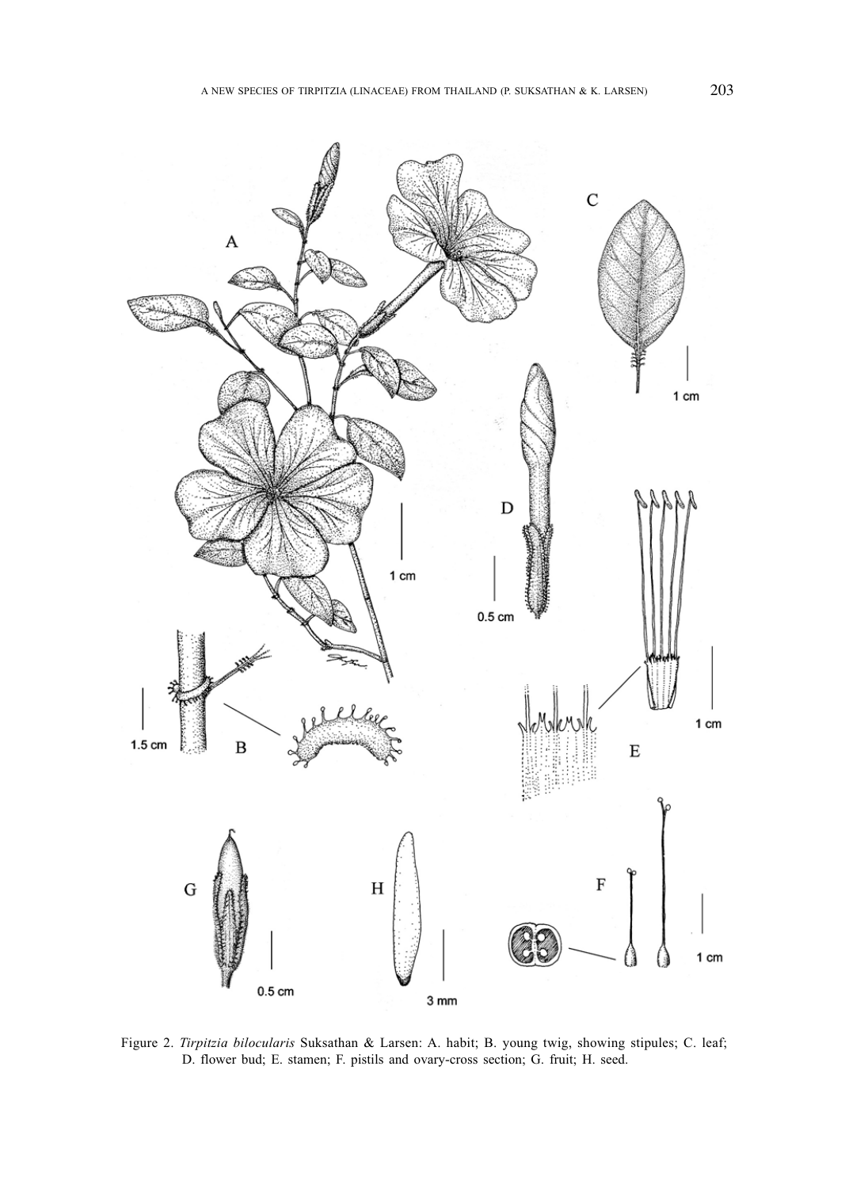Figure 2. *Tirpitzia bilocularis* Suksathan & Larsen: A. habit; B. young twig, showing stipules; C. leaf; D. flower bud; E. stamen; F. pistils and ovary-cross section; G. fruit; H. seed.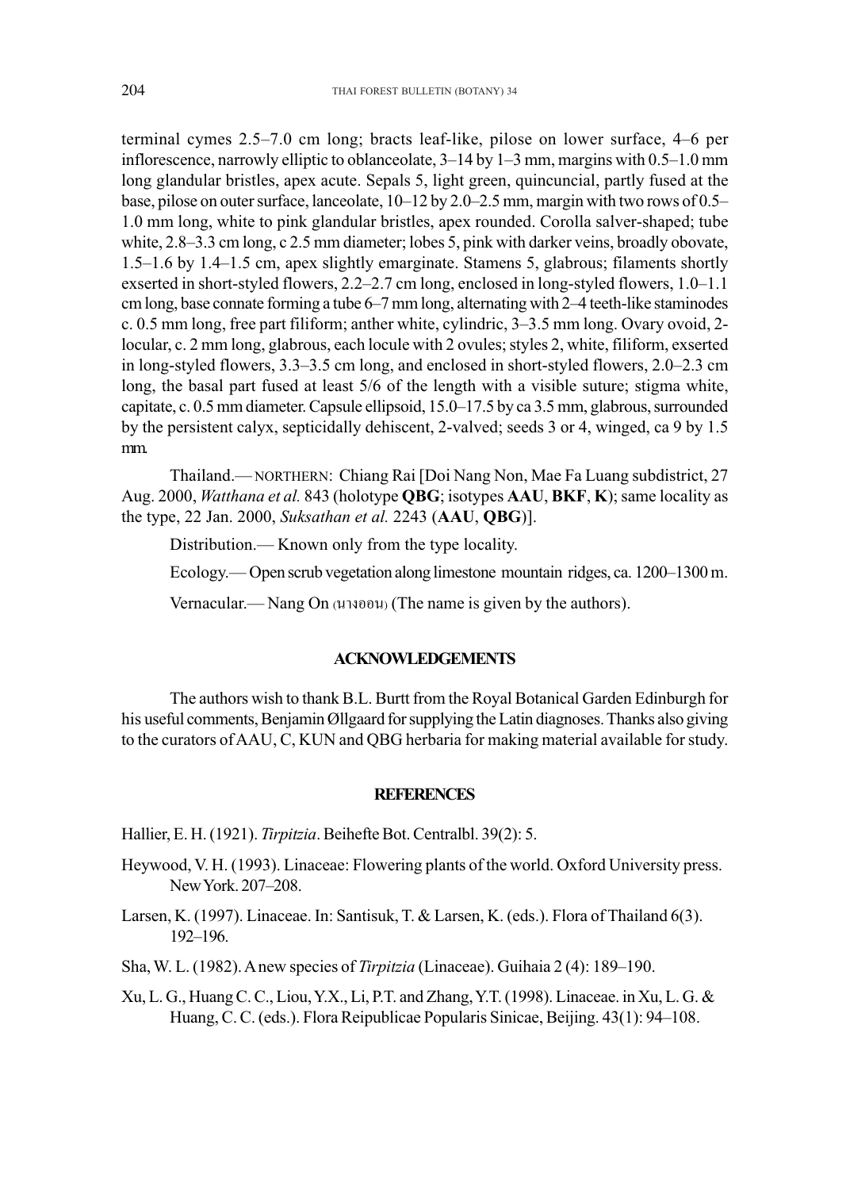terminal cymes 2.5–7.0 cm long; bracts leaf-like, pilose on lower surface, 4–6 per inflorescence, narrowly elliptic to oblanceolate, 3–14 by 1–3 mm, margins with 0.5–1.0 mm long glandular bristles, apex acute. Sepals 5, light green, quincuncial, partly fused at the base, pilose on outer surface, lanceolate, 10–12 by 2.0–2.5 mm, margin with two rows of 0.5–1.0 mm long, white to pink glandular bristles, apex rounded. Corolla salver-shaped; tube white, 2.8–3.3 cm long, c 2.5 mm diameter; lobes 5, pink with darker veins, broadly obovate, 1.5–1.6 by 1.4–1.5 cm, apex slightly emarginate. Stamens 5, glabrous; filaments shortly exserted in short-styled flowers, 2.2–2.7 cm long, enclosed in long-styled flowers, 1.0–1.1 cm long, base connate forming a tube 6–7 mm long, alternating with 2–4 teeth-like staminodes c. 0.5 mm long, free part filiform; anther white, cylindric, 3–3.5 mm long. Ovary ovoid, 2-locular, c. 2 mm long, glabrous, each locule with 2 ovules; styles 2, white, filiform, exserted in long-styled flowers, 3.3–3.5 cm long, and enclosed in short-styled flowers, 2.0–2.3 cm long, the basal part fused at least 5/6 of the length with a visible suture; stigma white, capitate, c. 0.5 mm diameter. Capsule ellipsoid, 15.0–17.5 by ca 3.5 mm, glabrous, surrounded by the persistent calyx, septicidally dehiscent, 2-valved; seeds 3 or 4, winged, ca 9 by 1.5 mm.

Thailand.— NORTHERN: Chiang Rai [Doi Nang Non, Mae Fa Luang subdistrict, 27 Aug. 2000, *Watthana et al.* 843 (holotype **QBG**; isotypes **AAU**, **BKF**, **K**); same locality as the type, 22 Jan. 2000, *Suksathan et al.* 2243 (**AAU**, **QBG**)].

Distribution.— Known only from the type locality.

Ecology.— Open scrub vegetation along limestone mountain ridges, ca. 1200–1300 m.

Vernacular.— Nang On (นางออน) (The name is given by the authors).

## ACKNOWLEDGEMENTS

The authors wish to thank B.L. Burtt from the Royal Botanical Garden Edinburgh for his useful comments, Benjamin Øllgaard for supplying the Latin diagnoses. Thanks also giving to the curators of AAU, C, KUN and QBG herbaria for making material available for study.

## REFERENCES

Hallier, E. H. (1921). *Tirpitzia*. Beihefte Bot. Centralbl. 39(2): 5.

Heywood, V. H. (1993). Linaceae: Flowering plants of the world. Oxford University press. New York. 207–208.

Larsen, K. (1997). Linaceae. In: Santisuk, T. & Larsen, K. (eds.). Flora of Thailand 6(3). 192–196.

Sha, W. L. (1982). A new species of *Tirpitzia* (Linaceae). Guihaia 2 (4): 189–190.

Xu, L. G., Huang C. C., Liou, Y.X., Li, P.T. and Zhang, Y.T. (1998). Linaceae. in Xu, L. G. & Huang, C. C. (eds.). Flora Reipublicae Popularis Sinicae, Beijing. 43(1): 94–108.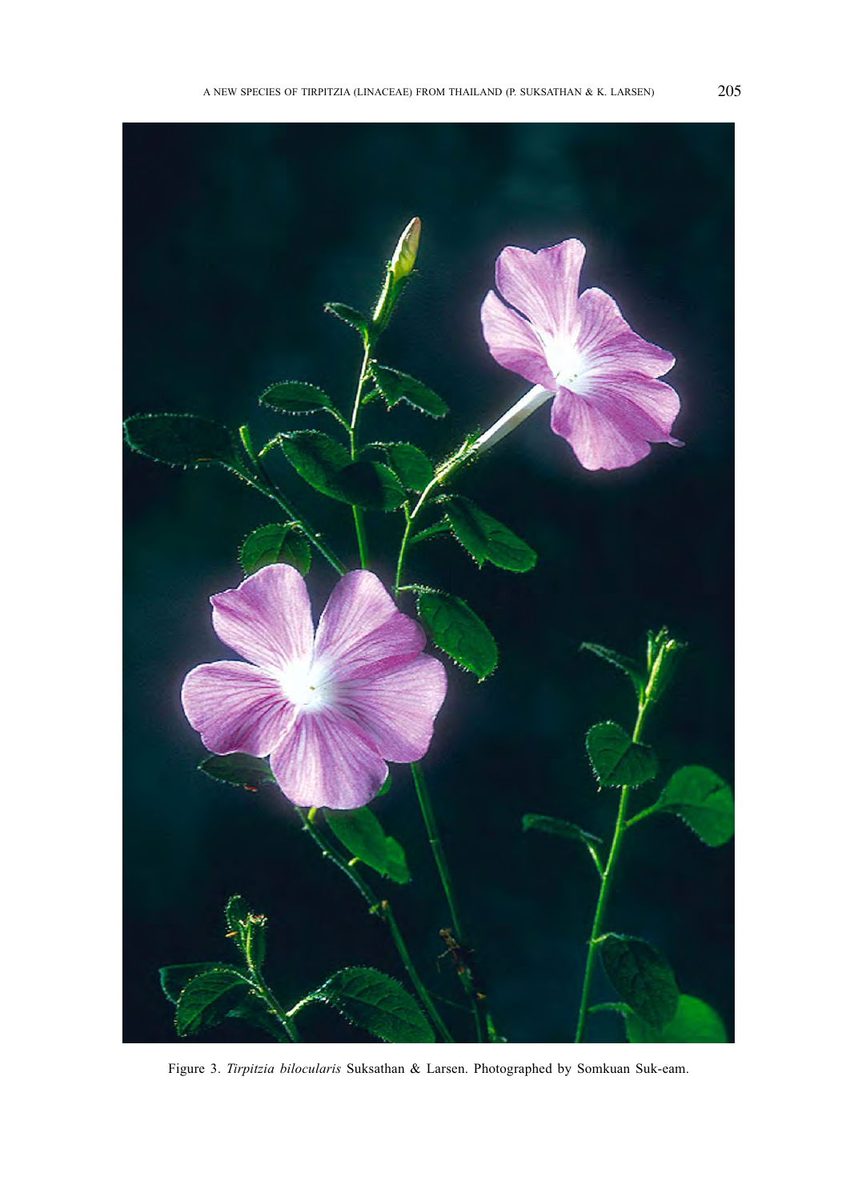Figure 3. *Tirpitzia bilocularis* Suksathan & Larsen. Photographed by Somkuan Suk-eam.